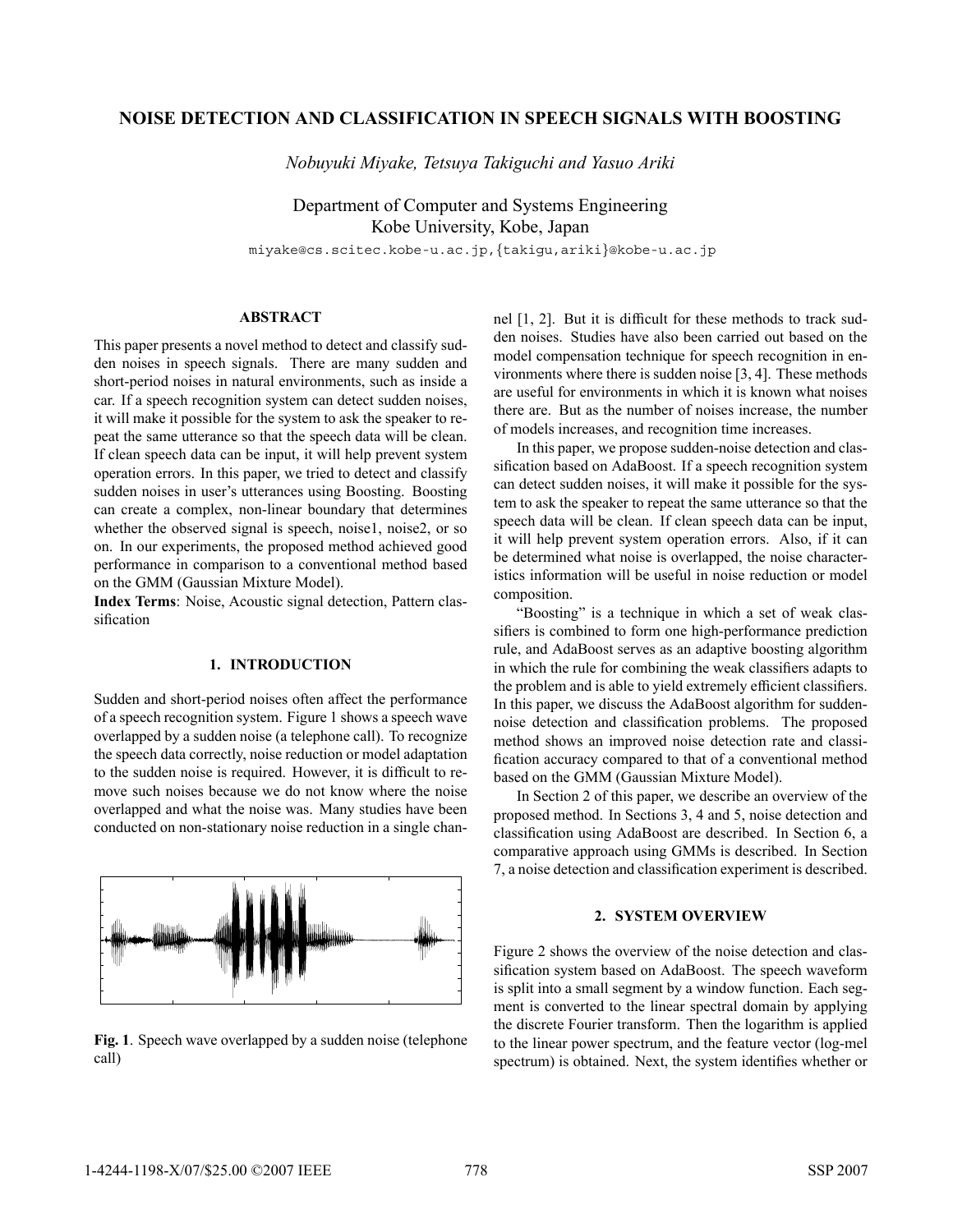# NOISE DETECTION AND CLASSIFICATION IN SPEECH SIGNALS WITH BOOSTING

*Nobuyuki Miyake, Tetsuya Takiguchi and Yasuo Ariki*

Department of Computer and Systems Engineering
Kobe University, Kobe, Japan

miyake@cs.scitec.kobe-u.ac.jp,{takigu,ariki}@kobe-u.ac.jp

## ABSTRACT

This paper presents a novel method to detect and classify sudden noises in speech signals. There are many sudden and short-period noises in natural environments, such as inside a car. If a speech recognition system can detect sudden noises, it will make it possible for the system to ask the speaker to repeat the same utterance so that the speech data will be clean. If clean speech data can be input, it will help prevent system operation errors. In this paper, we tried to detect and classify sudden noises in user's utterances using Boosting. Boosting can create a complex, non-linear boundary that determines whether the observed signal is speech, noise1, noise2, or so on. In our experiments, the proposed method achieved good performance in comparison to a conventional method based on the GMM (Gaussian Mixture Model).

**Index Terms**: Noise, Acoustic signal detection, Pattern classification

## 1. INTRODUCTION

Sudden and short-period noises often affect the performance of a speech recognition system. Figure 1 shows a speech wave overlapped by a sudden noise (a telephone call). To recognize the speech data correctly, noise reduction or model adaptation to the sudden noise is required. However, it is difficult to remove such noises because we do not know where the noise overlapped and what the noise was. Many studies have been conducted on non-stationary noise reduction in a single channel [1, 2]. But it is difficult for these methods to track sudden noises. Studies have also been carried out based on the model compensation technique for speech recognition in environments where there is sudden noise [3, 4]. These methods are useful for environments in which it is known what noises there are. But as the number of noises increase, the number of models increases, and recognition time increases.

**Fig. 1**. Speech wave overlapped by a sudden noise (telephone call)

In this paper, we propose sudden-noise detection and classification based on AdaBoost. If a speech recognition system can detect sudden noises, it will make it possible for the system to ask the speaker to repeat the same utterance so that the speech data will be clean. If clean speech data can be input, it will help prevent system operation errors. Also, if it can be determined what noise is overlapped, the noise characteristics information will be useful in noise reduction or model composition.

"Boosting" is a technique in which a set of weak classifiers is combined to form one high-performance prediction rule, and AdaBoost serves as an adaptive boosting algorithm in which the rule for combining the weak classifiers adapts to the problem and is able to yield extremely efficient classifiers. In this paper, we discuss the AdaBoost algorithm for sudden-noise detection and classification problems. The proposed method shows an improved noise detection rate and classification accuracy compared to that of a conventional method based on the GMM (Gaussian Mixture Model).

In Section 2 of this paper, we describe an overview of the proposed method. In Sections 3, 4 and 5, noise detection and classification using AdaBoost are described. In Section 6, a comparative approach using GMMs is described. In Section 7, a noise detection and classification experiment is described.

## 2. SYSTEM OVERVIEW

Figure 2 shows the overview of the noise detection and classification system based on AdaBoost. The speech waveform is split into a small segment by a window function. Each segment is converted to the linear spectral domain by applying the discrete Fourier transform. Then the logarithm is applied to the linear power spectrum, and the feature vector (log-mel spectrum) is obtained. Next, the system identifies whether or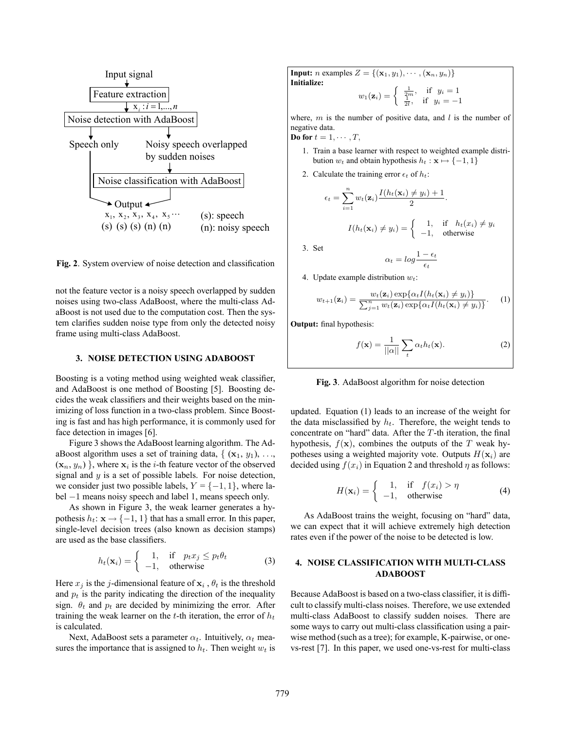**Fig. 2**. System overview of noise detection and classification

not the feature vector is a noisy speech overlapped by sudden noises using two-class AdaBoost, where the multi-class AdaBoost is not used due to the computation cost. Then the system clarifies sudden noise type from only the detected noisy frame using multi-class AdaBoost.

## 3. NOISE DETECTION USING ADABOOST

Boosting is a voting method using weighted weak classifier, and AdaBoost is one method of Boosting [5]. Boosting decides the weak classifiers and their weights based on the minimizing of loss function in a two-class problem. Since Boosting is fast and has high performance, it is commonly used for face detection in images [6].

Figure 3 shows the AdaBoost learning algorithm. The AdaBoost algorithm uses a set of training data, $\{ (\mathbf{x}_1, y_1), \ldots, (\mathbf{x}_n, y_n) \}$, where $\mathbf{x}_i$ is the $i$-th feature vector of the observed signal and $y$ is a set of possible labels. For noise detection, we consider just two possible labels, $Y = \{-1, 1\}$, where label $-1$ means noisy speech and label 1, means speech only.

As shown in Figure 3, the weak learner generates a hypothesis $h_t$: $\mathbf{x} \rightarrow \{-1, 1\}$ that has a small error. In this paper, single-level decision trees (also known as decision stamps) are used as the base classifiers.

$$h_t(\mathbf{x}_i) = \begin{cases} 1, & \text{if} \quad p_t x_j \le p_t \theta_t \\ -1, & \text{otherwise} \end{cases} \tag{3}$$

Here $x_j$ is the $j$-dimensional feature of $\mathbf{x}_i$ , $\theta_t$ is the threshold and $p_t$ is the parity indicating the direction of the inequality sign. $\theta_t$ and $p_t$ are decided by minimizing the error. After training the weak learner on the $t$-th iteration, the error of $h_t$ is calculated.

Next, AdaBoost sets a parameter $\alpha_t$. Intuitively, $\alpha_t$ measures the importance that is assigned to $h_t$. Then weight $w_t$ is

**Input:** $n$ examples $Z = \{(\mathbf{x}_1, y_1), \cdots, (\mathbf{x}_n, y_n)\}$

**Initialize:**

$$w_1(\mathbf{z}_i) = \begin{cases} \frac{1}{2m}, & \text{if} \quad y_i = 1 \\ \frac{1}{2l}, & \text{if} \quad y_i = -1 \end{cases}$$

where, $m$ is the number of positive data, and $l$ is the number of negative data.

**Do for** $t = 1, \cdots, T$,

1. Train a base learner with respect to weighted example distribution $w_t$ and obtain hypothesis $h_t : \mathbf{x} \mapsto \{-1, 1\}$
2. Calculate the training error $\epsilon_t$ of $h_t$:
$$\epsilon_t = \sum_{i=1}^{n} w_t(\mathbf{z}_i) \frac{I(h_t(\mathbf{x}_i) \neq y_i) + 1}{2}.$$
$$I(h_t(\mathbf{x}_i) \neq y_i) = \begin{cases} 1, & \text{if} \quad h_t(x_i) \neq y_i \\ -1, & \text{otherwise} \end{cases}$$
3. Set
$$\alpha_t = log \frac{1 - \epsilon_t}{\epsilon_t}$$
4. Update example distribution $w_t$:
$$w_{t+1}(\mathbf{z}_i) = \frac{w_t(\mathbf{z}_i) \exp\{\alpha_t I(h_t(\mathbf{x}_i) \neq y_i)\}}{\sum_{j=1}^{n} w_t(\mathbf{z}_i) \exp\{\alpha_t I(h_t(\mathbf{x}_i) \neq y_i)\}}. \tag{1}$$

**Output:** final hypothesis:

$$f(\mathbf{x}) = \frac{1}{||\alpha||} \sum_t \alpha_t h_t(\mathbf{x}). \tag{2}$$

**Fig. 3**. AdaBoost algorithm for noise detection

updated. Equation (1) leads to an increase of the weight for the data misclassified by $h_t$. Therefore, the weight tends to concentrate on "hard" data. After the $T$-th iteration, the final hypothesis, $f(\mathbf{x})$, combines the outputs of the $T$ weak hypotheses using a weighted majority vote. Outputs $H(\mathbf{x}_i)$ are decided using $f(x_i)$ in Equation 2 and threshold $\eta$ as follows:

$$H(\mathbf{x}_i) = \begin{cases} 1, & \text{if} \quad f(x_i) > \eta \\ -1, & \text{otherwise} \end{cases} \tag{4}$$

As AdaBoost trains the weight, focusing on "hard" data, we can expect that it will achieve extremely high detection rates even if the power of the noise to be detected is low.

## 4. NOISE CLASSIFICATION WITH MULTI-CLASS ADABOOST

Because AdaBoost is based on a two-class classifier, it is difficult to classify multi-class noises. Therefore, we use extended multi-class AdaBoost to classify sudden noises. There are some ways to carry out multi-class classification using a pairwise method (such as a tree); for example, K-pairwise, or one-vs-rest [7]. In this paper, we used one-vs-rest for multi-class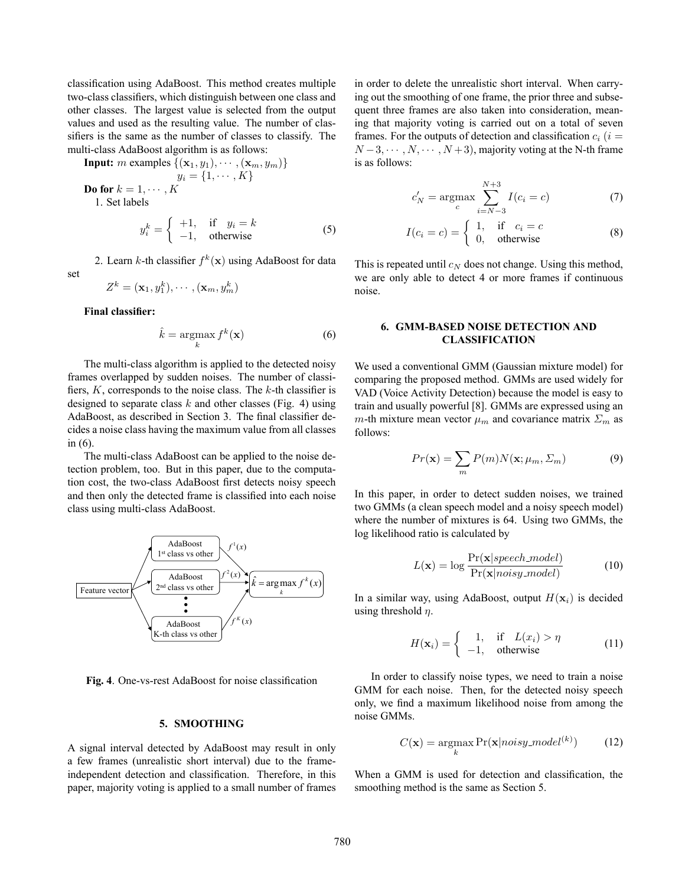classification using AdaBoost. This method creates multiple two-class classifiers, which distinguish between one class and other classes. The largest value is selected from the output values and used as the resulting value. The number of classifiers is the same as the number of classes to classify. The multi-class AdaBoost algorithm is as follows:

**Input:** $m$ examples $\{(\mathbf{x}_1, y_1), \cdots, (\mathbf{x}_m, y_m)\}$

$$y_i = \{1, \cdots, K\}$$

**Do for** $k = 1, \cdots, K$

1. Set labels

$$y_i^k = \begin{cases} +1, & \text{if} \quad y_i = k \\ -1, & \text{otherwise} \end{cases} \tag{5}$$

2. Learn $k$-th classifier $f^k(\mathbf{x})$ using AdaBoost for data set

$$Z^k = (\mathbf{x}_1, y_1^k), \cdots, (\mathbf{x}_m, y_m^k)$$

**Final classifier:**

$$\hat{k} = \underset{k}{\operatorname{argmax}} f^k(\mathbf{x}) \tag{6}$$

The multi-class algorithm is applied to the detected noisy frames overlapped by sudden noises. The number of classifiers, $K$, corresponds to the noise class. The $k$-th classifier is designed to separate class $k$ and other classes (Fig. 4) using AdaBoost, as described in Section 3. The final classifier decides a noise class having the maximum value from all classes in (6).

The multi-class AdaBoost can be applied to the noise detection problem, too. But in this paper, due to the computation cost, the two-class AdaBoost first detects noisy speech and then only the detected frame is classified into each noise class using multi-class AdaBoost.

**Fig. 4**. One-vs-rest AdaBoost for noise classification

## 5. SMOOTHING

A signal interval detected by AdaBoost may result in only a few frames (unrealistic short interval) due to the frame-independent detection and classification. Therefore, in this paper, majority voting is applied to a small number of frames in order to delete the unrealistic short interval. When carrying out the smoothing of one frame, the prior three and subsequent three frames are also taken into consideration, meaning that majority voting is carried out on a total of seven frames. For the outputs of detection and classification $c_i$ ($i = N-3, \cdots, N, \cdots, N+3$), majority voting at the N-th frame is as follows:

$$c_N' = \underset{c}{\operatorname{argmax}} \sum_{i=N-3}^{N+3} I(c_i = c) \tag{7}$$

$$I(c_i = c) = \begin{cases} 1, & \text{if} \quad c_i = c \\ 0, & \text{otherwise} \end{cases} \tag{8}$$

This is repeated until $c_N$ does not change. Using this method, we are only able to detect 4 or more frames if continuous noise.

## 6. GMM-BASED NOISE DETECTION AND CLASSIFICATION

We used a conventional GMM (Gaussian mixture model) for comparing the proposed method. GMMs are used widely for VAD (Voice Activity Detection) because the model is easy to train and usually powerful [8]. GMMs are expressed using an $m$-th mixture mean vector $\mu_m$ and covariance matrix $\Sigma_m$ as follows:

$$Pr(\mathbf{x}) = \sum_m P(m) N(\mathbf{x}; \mu_m, \Sigma_m) \tag{9}$$

In this paper, in order to detect sudden noises, we trained two GMMs (a clean speech model and a noisy speech model) where the number of mixtures is 64. Using two GMMs, the log likelihood ratio is calculated by

$$L(\mathbf{x}) = \log \frac{\Pr(\mathbf{x}|speech\_model)}{\Pr(\mathbf{x}|noisy\_model)} \tag{10}$$

In a similar way, using AdaBoost, output $H(\mathbf{x}_i)$ is decided using threshold $\eta$.

$$H(\mathbf{x}_i) = \begin{cases} 1, & \text{if} \quad L(x_i) > \eta \\ -1, & \text{otherwise} \end{cases} \tag{11}$$

In order to classify noise types, we need to train a noise GMM for each noise. Then, for the detected noisy speech only, we find a maximum likelihood noise from among the noise GMMs.

$$C(\mathbf{x}) = \underset{k}{\operatorname{argmax}} \Pr(\mathbf{x}|noisy\_model^{(k)}) \tag{12}$$

When a GMM is used for detection and classification, the smoothing method is the same as Section 5.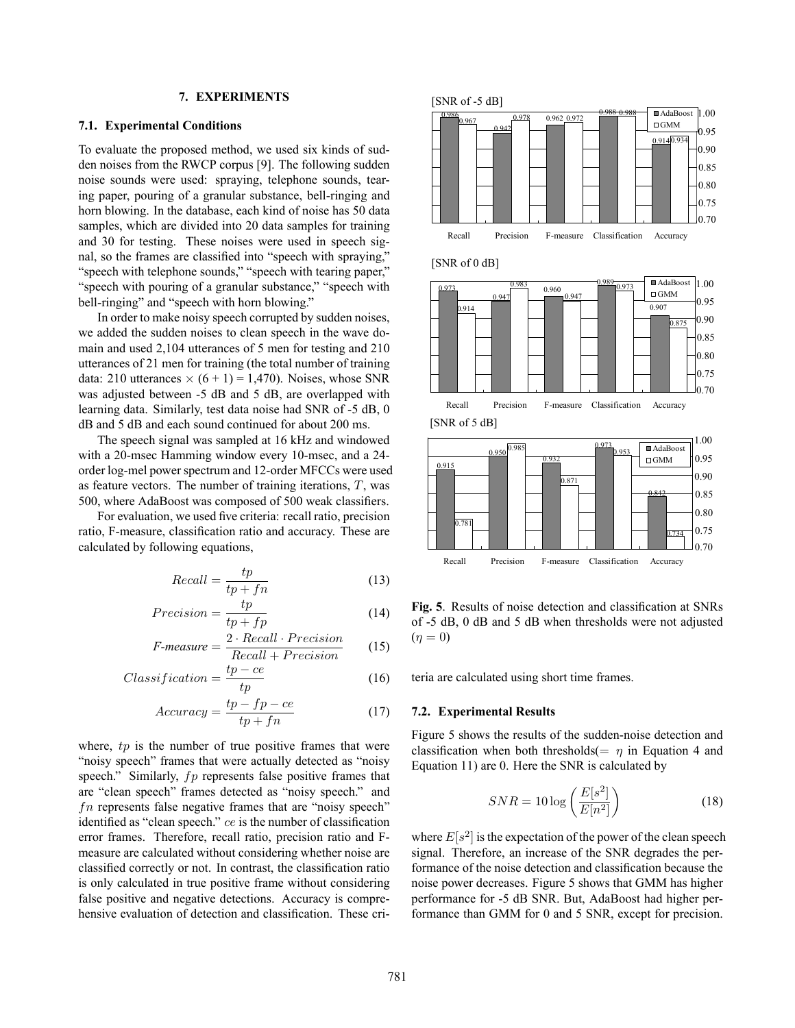## 7. EXPERIMENTS

### 7.1. Experimental Conditions

To evaluate the proposed method, we used six kinds of sudden noises from the RWCP corpus [9]. The following sudden noise sounds were used: spraying, telephone sounds, tearing paper, pouring of a granular substance, bell-ringing and horn blowing. In the database, each kind of noise has 50 data samples, which are divided into 20 data samples for training and 30 for testing. These noises were used in speech signal, so the frames are classified into "speech with spraying," "speech with telephone sounds," "speech with tearing paper," "speech with pouring of a granular substance," "speech with bell-ringing" and "speech with horn blowing."

In order to make noisy speech corrupted by sudden noises, we added the sudden noises to clean speech in the wave domain and used 2,104 utterances of 5 men for testing and 210 utterances of 21 men for training (the total number of training data: 210 utterances × (6 + 1) = 1,470). Noises, whose SNR was adjusted between -5 dB and 5 dB, are overlapped with learning data. Similarly, test data noise had SNR of -5 dB, 0 dB and 5 dB and each sound continued for about 200 ms.

The speech signal was sampled at 16 kHz and windowed with a 20-msec Hamming window every 10-msec, and a 24-order log-mel power spectrum and 12-order MFCCs were used as feature vectors. The number of training iterations, $T$, was 500, where AdaBoost was composed of 500 weak classifiers.

For evaluation, we used five criteria: recall ratio, precision ratio, F-measure, classification ratio and accuracy. These are calculated by following equations,

$$Recall = \frac{tp}{tp + fn} \tag{13}$$

$$Precision = \frac{tp}{tp + fp} \tag{14}$$

$$F\text{-}measure = \frac{2 \cdot Recall \cdot Precision}{Recall + Precision} \tag{15}$$

$$Classification = \frac{tp - ce}{tp} \tag{16}$$

$$Accuracy = \frac{tp - fp - ce}{tp + fn} \tag{17}$$

where, $tp$ is the number of true positive frames that were "noisy speech" frames that were actually detected as "noisy speech." Similarly, $fp$ represents false positive frames that are "clean speech" frames detected as "noisy speech." and $fn$ represents false negative frames that are "noisy speech" identified as "clean speech." $ce$ is the number of classification error frames. Therefore, recall ratio, precision ratio and F-measure are calculated without considering whether noise are classified correctly or not. In contrast, the classification ratio is only calculated in true positive frame without considering false positive and negative detections. Accuracy is comprehensive evaluation of detection and classification. These criteria are calculated using short time frames.

[SNR of -5 dB]

| | Recall | Precision | F-measure | Classification | Accuracy |
|---|---|---|---|---|---|
| AdaBoost | 0.986 | 0.942 | 0.962 | 0.988 | 0.914 |
| GMM | 0.967 | 0.978 | 0.972 | 0.988 | 0.934 |

[SNR of 0 dB]

| | Recall | Precision | F-measure | Classification | Accuracy |
|---|---|---|---|---|---|
| AdaBoost | 0.973 | 0.947 | 0.960 | 0.989 | 0.907 |
| GMM | 0.914 | 0.983 | 0.947 | 0.973 | 0.875 |

[SNR of 5 dB]

| | Recall | Precision | F-measure | Classification | Accuracy |
|---|---|---|---|---|---|
| AdaBoost | 0.915 | 0.950 | 0.932 | 0.973 | 0.842 |
| GMM | 0.781 | 0.985 | 0.871 | 0.953 | 0.734 |

**Fig. 5**. Results of noise detection and classification at SNRs of -5 dB, 0 dB and 5 dB when thresholds were not adjusted ($\eta = 0$)

### 7.2. Experimental Results

Figure 5 shows the results of the sudden-noise detection and classification when both thresholds($= \eta$ in Equation 4 and Equation 11) are 0. Here the SNR is calculated by

$$SNR = 10 \log \left( \frac{E[s^2]}{E[n^2]} \right) \tag{18}$$

where $E[s^2]$ is the expectation of the power of the clean speech signal. Therefore, an increase of the SNR degrades the performance of the noise detection and classification because the noise power decreases. Figure 5 shows that GMM has higher performance for -5 dB SNR. But, AdaBoost had higher performance than GMM for 0 and 5 SNR, except for precision.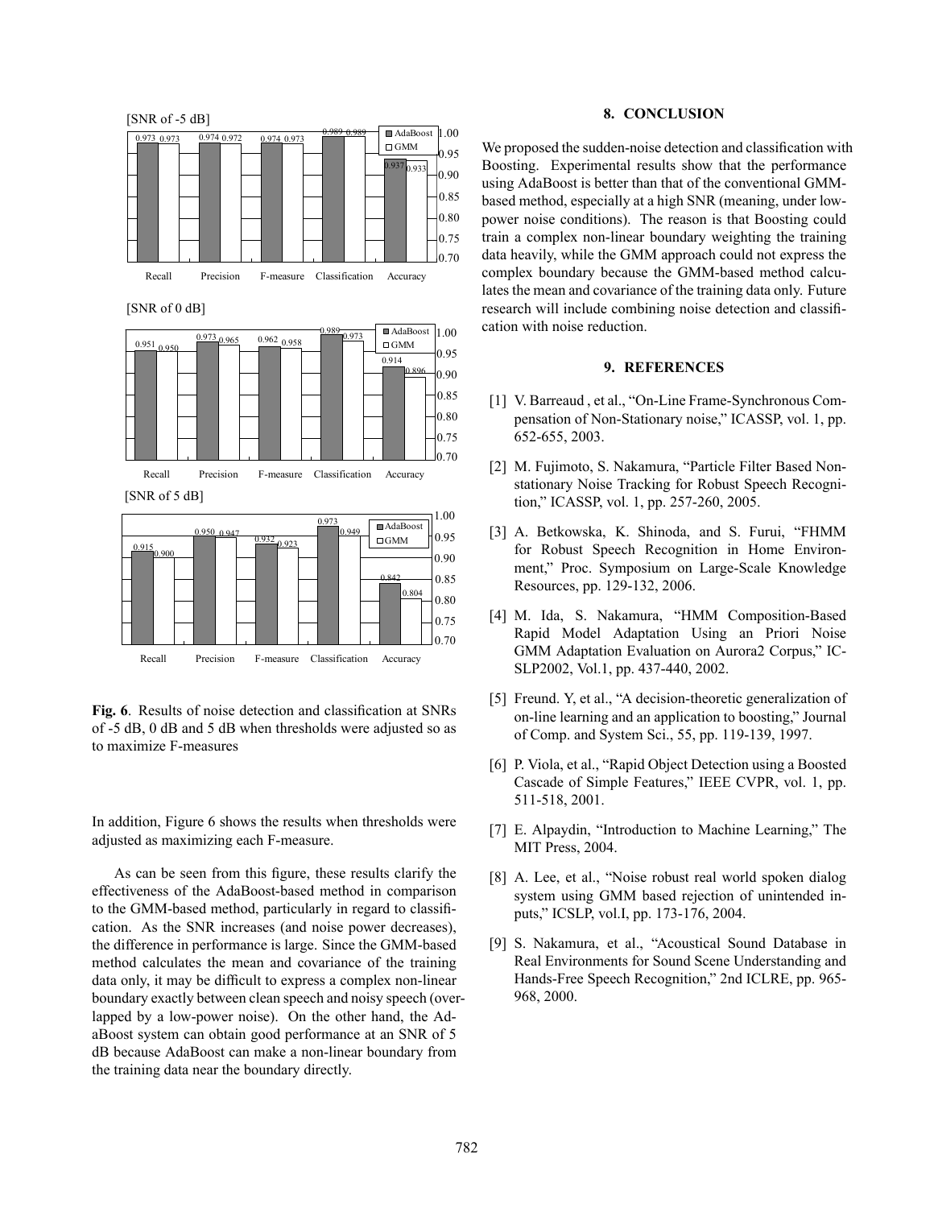[SNR of -5 dB]

0.973 0.973 0.974 0.972 0.974 0.973 0.989 0.989 0.937 0.933

AdaBoost
GMM

1.00
0.95
0.90
0.85
0.80
0.75
0.70

Recall Precision F-measure Classification Accuracy

[SNR of 0 dB]

0.951 0.950 0.973 0.965 0.962 0.958 0.989 0.973 0.914 0.896

AdaBoost
GMM

1.00
0.95
0.90
0.85
0.80
0.75
0.70

Recall Precision F-measure Classification Accuracy

[SNR of 5 dB]

0.915 0.900 0.950 0.947 0.932 0.923 0.973 0.949 0.842 0.804

AdaBoost
GMM

1.00
0.95
0.90
0.85
0.80
0.75
0.70

Recall Precision F-measure Classification Accuracy

**Fig. 6**. Results of noise detection and classification at SNRs of -5 dB, 0 dB and 5 dB when thresholds were adjusted so as to maximize F-measures

In addition, Figure 6 shows the results when thresholds were adjusted as maximizing each F-measure.

As can be seen from this figure, these results clarify the effectiveness of the AdaBoost-based method in comparison to the GMM-based method, particularly in regard to classification. As the SNR increases (and noise power decreases), the difference in performance is large. Since the GMM-based method calculates the mean and covariance of the training data only, it may be difficult to express a complex non-linear boundary exactly between clean speech and noisy speech (overlapped by a low-power noise). On the other hand, the AdaBoost system can obtain good performance at an SNR of 5 dB because AdaBoost can make a non-linear boundary from the training data near the boundary directly.

## 8. CONCLUSION

We proposed the sudden-noise detection and classification with Boosting. Experimental results show that the performance using AdaBoost is better than that of the conventional GMM-based method, especially at a high SNR (meaning, under low-power noise conditions). The reason is that Boosting could train a complex non-linear boundary weighting the training data heavily, while the GMM approach could not express the complex boundary because the GMM-based method calculates the mean and covariance of the training data only. Future research will include combining noise detection and classification with noise reduction.

## 9. REFERENCES

[1] V. Barreaud , et al., "On-Line Frame-Synchronous Compensation of Non-Stationary noise," ICASSP, vol. 1, pp. 652-655, 2003.

[2] M. Fujimoto, S. Nakamura, "Particle Filter Based Non-stationary Noise Tracking for Robust Speech Recognition," ICASSP, vol. 1, pp. 257-260, 2005.

[3] A. Betkowska, K. Shinoda, and S. Furui, "FHMM for Robust Speech Recognition in Home Environment," Proc. Symposium on Large-Scale Knowledge Resources, pp. 129-132, 2006.

[4] M. Ida, S. Nakamura, "HMM Composition-Based Rapid Model Adaptation Using an Priori Noise GMM Adaptation Evaluation on Aurora2 Corpus," ICSLP2002, Vol.1, pp. 437-440, 2002.

[5] Freund. Y, et al., "A decision-theoretic generalization of on-line learning and an application to boosting," Journal of Comp. and System Sci., 55, pp. 119-139, 1997.

[6] P. Viola, et al., "Rapid Object Detection using a Boosted Cascade of Simple Features," IEEE CVPR, vol. 1, pp. 511-518, 2001.

[7] E. Alpaydin, "Introduction to Machine Learning," The MIT Press, 2004.

[8] A. Lee, et al., "Noise robust real world spoken dialog system using GMM based rejection of unintended inputs," ICSLP, vol.I, pp. 173-176, 2004.

[9] S. Nakamura, et al., "Acoustical Sound Database in Real Environments for Sound Scene Understanding and Hands-Free Speech Recognition," 2nd ICLRE, pp. 965-968, 2000.